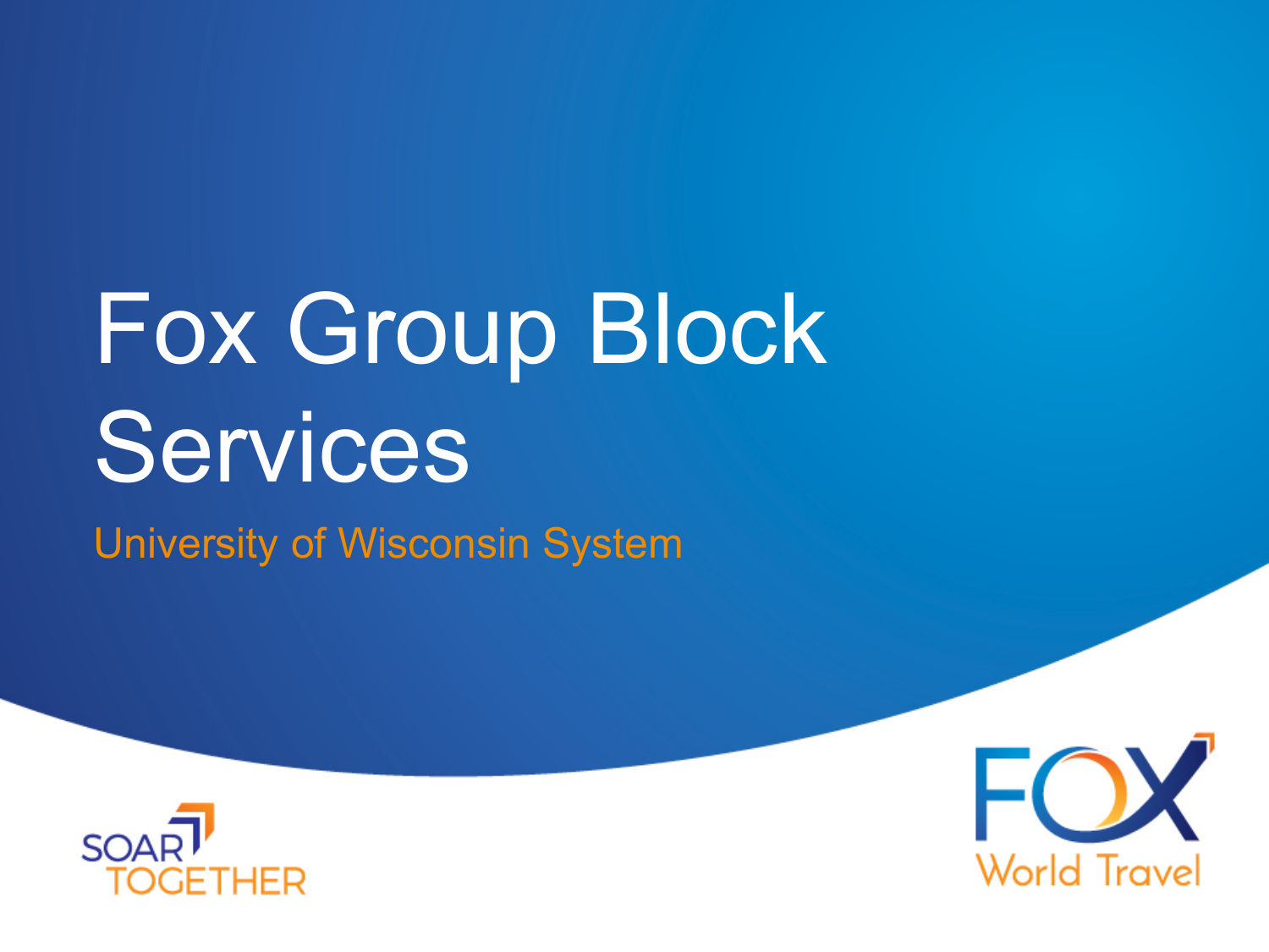# Fox Group Block Services

University of Wisconsin System

SOAR TOGETHER

FOX World Travel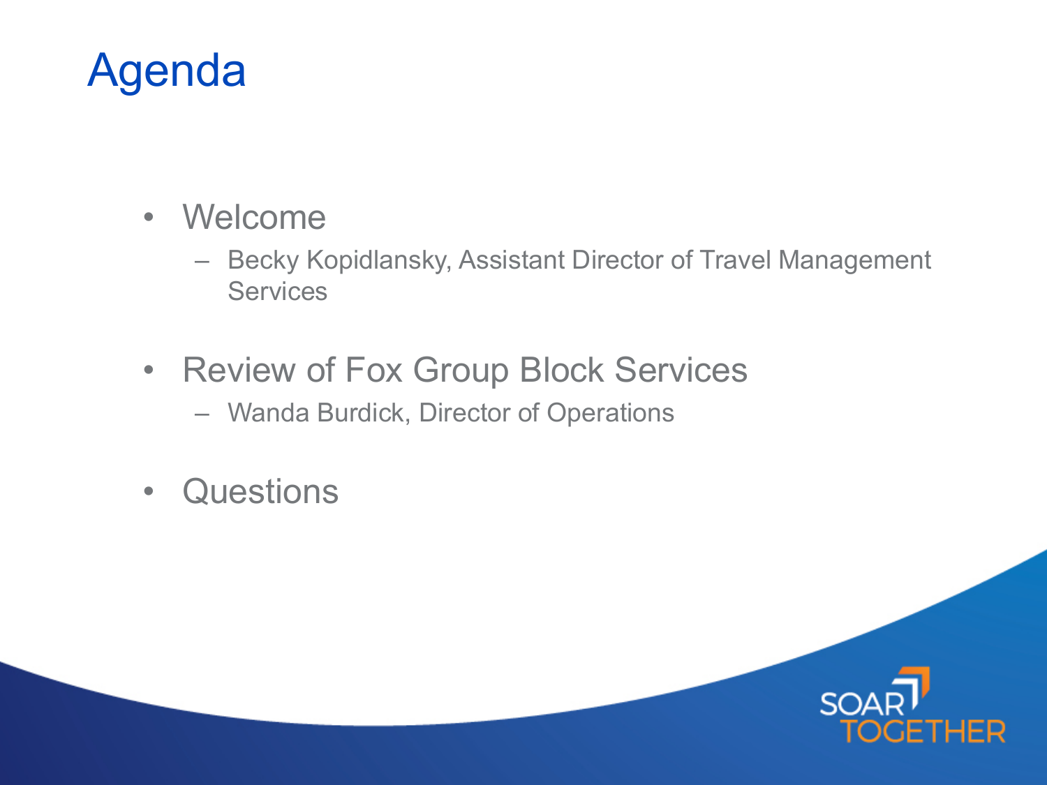# Agenda

- Welcome
  - Becky Kopidlansky, Assistant Director of Travel Management Services
- Review of Fox Group Block Services
  - Wanda Burdick, Director of Operations
- Questions

SOAR TOGETHER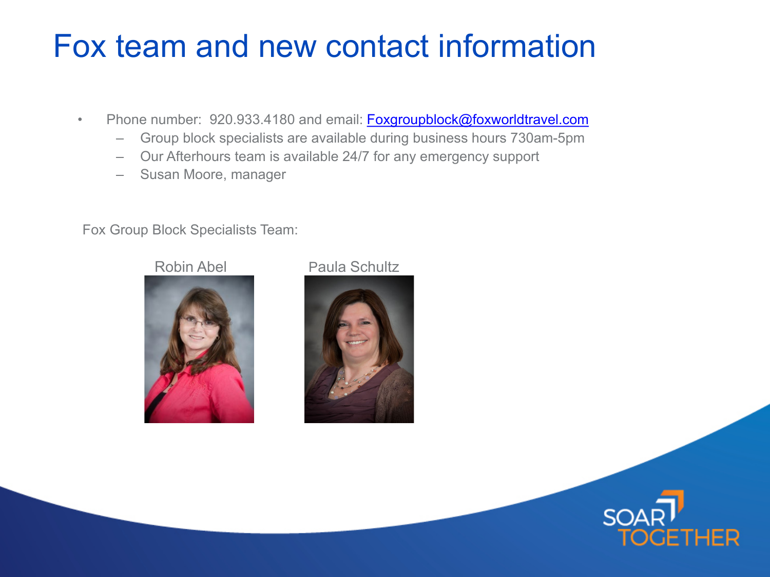# Fox team and new contact information

- Phone number: 920.933.4180 and email: [Foxgroupblock@foxworldtravel.com](mailto:Foxgroupblock@foxworldtravel.com)
  - Group block specialists are available during business hours 730am-5pm
  - Our Afterhours team is available 24/7 for any emergency support
  - Susan Moore, manager

Fox Group Block Specialists Team:

Robin Abel

Paula Schultz

SOAR TOGETHER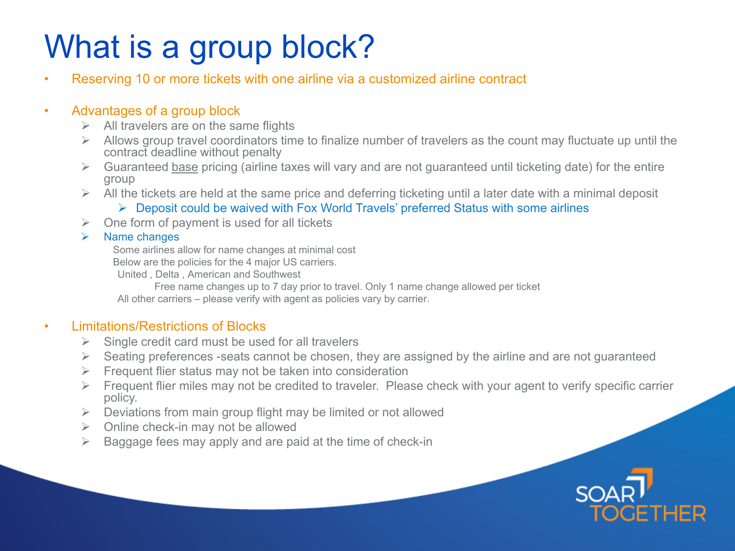# What is a group block?

- Reserving 10 or more tickets with one airline via a customized airline contract

- Advantages of a group block
  - All travelers are on the same flights
  - Allows group travel coordinators time to finalize number of travelers as the count may fluctuate up until the contract deadline without penalty
  - Guaranteed <u>base</u> pricing (airline taxes will vary and are not guaranteed until ticketing date) for the entire group
  - All the tickets are held at the same price and deferring ticketing until a later date with a minimal deposit
    - Deposit could be waived with Fox World Travels' preferred Status with some airlines
  - One form of payment is used for all tickets
  - Name changes

    Some airlines allow for name changes at minimal cost

    Below are the policies for the 4 major US carriers.

    United , Delta , American and Southwest

    Free name changes up to 7 day prior to travel. Only 1 name change allowed per ticket

    All other carriers – please verify with agent as policies vary by carrier.

- Limitations/Restrictions of Blocks
  - Single credit card must be used for all travelers
  - Seating preferences -seats cannot be chosen, they are assigned by the airline and are not guaranteed
  - Frequent flier status may not be taken into consideration
  - Frequent flier miles may not be credited to traveler. Please check with your agent to verify specific carrier policy.
  - Deviations from main group flight may be limited or not allowed
  - Online check-in may not be allowed
  - Baggage fees may apply and are paid at the time of check-in

SOAR TOGETHER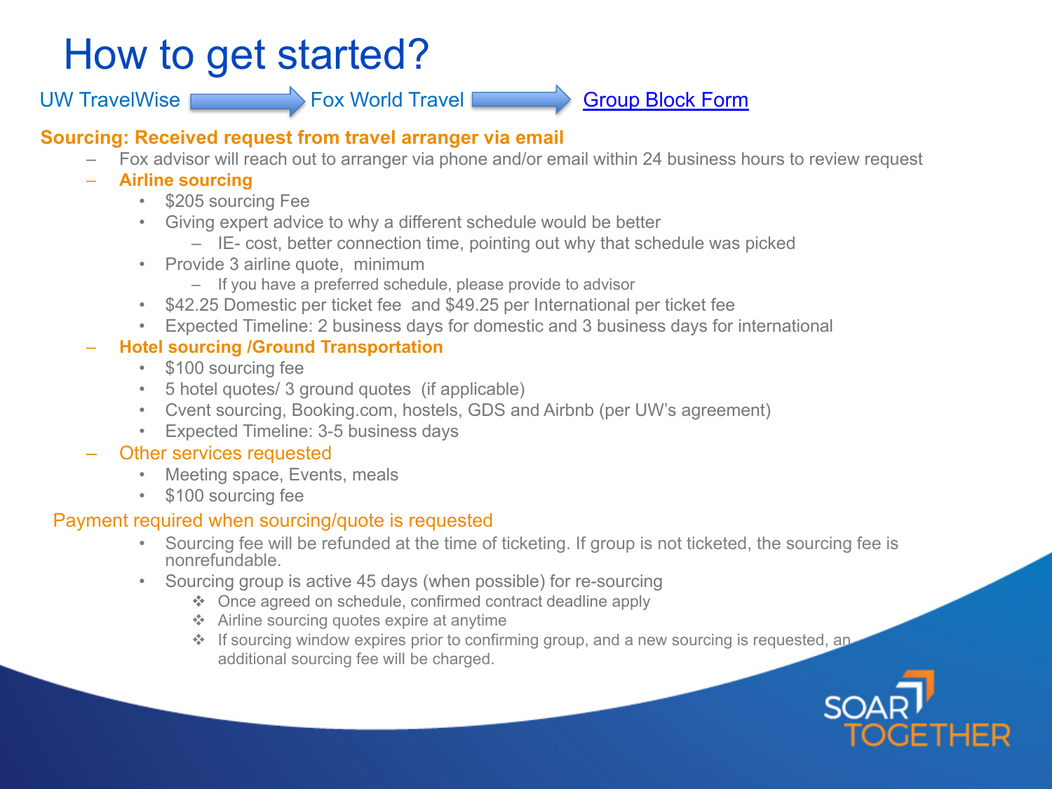# How to get started?

UW TravelWise → Fox World Travel → Group Block Form

**Sourcing: Received request from travel arranger via email**

- Fox advisor will reach out to arranger via phone and/or email within 24 business hours to review request
- **Airline sourcing**
  - $205 sourcing Fee
  - Giving expert advice to why a different schedule would be better
    - IE- cost, better connection time, pointing out why that schedule was picked
  - Provide 3 airline quote, minimum
    - If you have a preferred schedule, please provide to advisor
  - $42.25 Domestic per ticket fee and $49.25 per International per ticket fee
  - Expected Timeline: 2 business days for domestic and 3 business days for international
- **Hotel sourcing /Ground Transportation**
  - $100 sourcing fee
  - 5 hotel quotes/ 3 ground quotes (if applicable)
  - Cvent sourcing, Booking.com, hostels, GDS and Airbnb (per UW's agreement)
  - Expected Timeline: 3-5 business days
- Other services requested
  - Meeting space, Events, meals
  - $100 sourcing fee

Payment required when sourcing/quote is requested

- Sourcing fee will be refunded at the time of ticketing. If group is not ticketed, the sourcing fee is nonrefundable.
- Sourcing group is active 45 days (when possible) for re-sourcing
  - Once agreed on schedule, confirmed contract deadline apply
  - Airline sourcing quotes expire at anytime
  - If sourcing window expires prior to confirming group, and a new sourcing is requested, an additional sourcing fee will be charged.

SOAR TOGETHER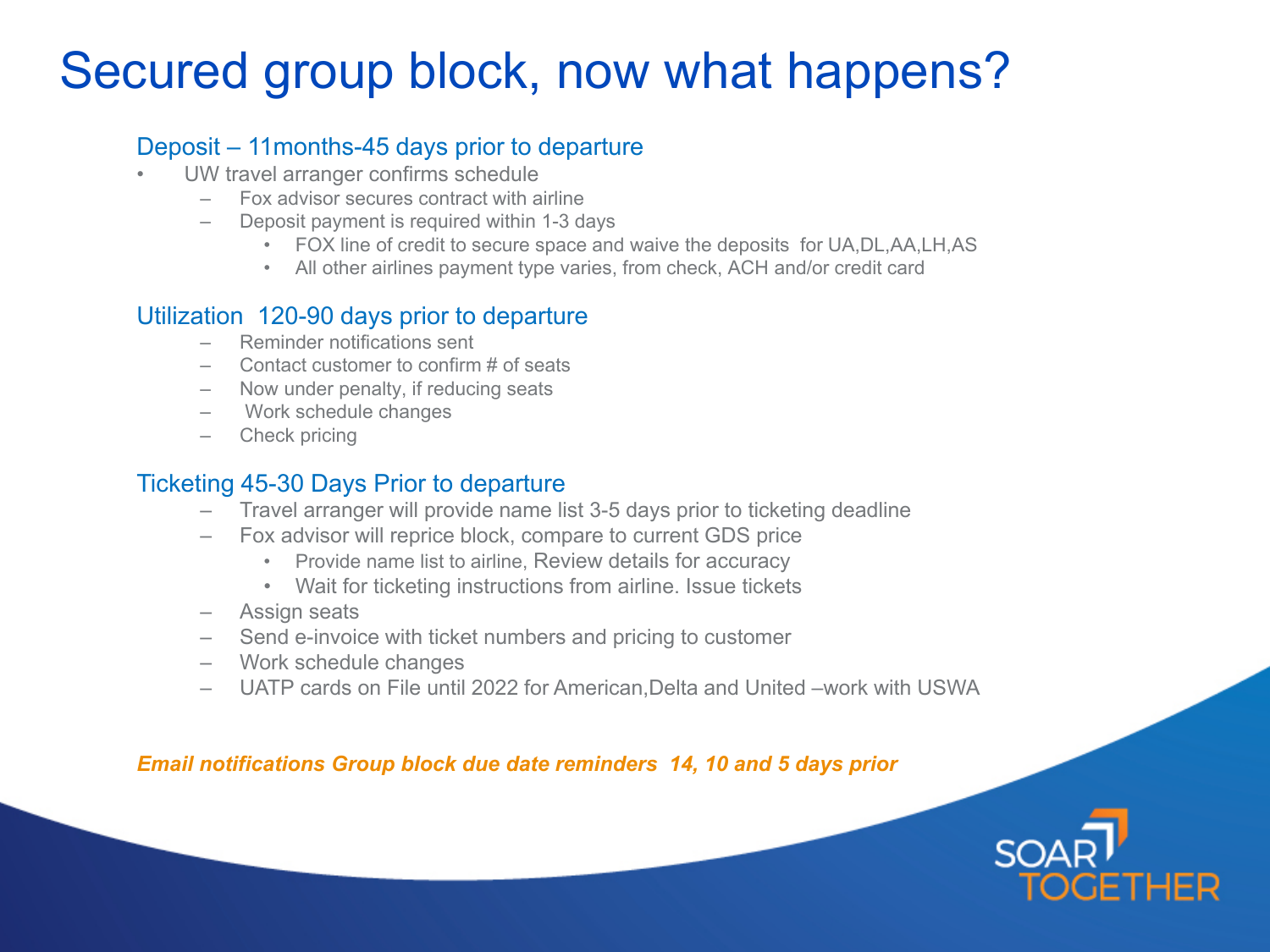# Secured group block, now what happens?

### Deposit – 11months-45 days prior to departure

- UW travel arranger confirms schedule
  - Fox advisor secures contract with airline
  - Deposit payment is required within 1-3 days
    - FOX line of credit to secure space and waive the deposits for UA,DL,AA,LH,AS
    - All other airlines payment type varies, from check, ACH and/or credit card

### Utilization 120-90 days prior to departure

- Reminder notifications sent
- Contact customer to confirm # of seats
- Now under penalty, if reducing seats
- Work schedule changes
- Check pricing

### Ticketing 45-30 Days Prior to departure

- Travel arranger will provide name list 3-5 days prior to ticketing deadline
- Fox advisor will reprice block, compare to current GDS price
  - Provide name list to airline, Review details for accuracy
  - Wait for ticketing instructions from airline. Issue tickets
- Assign seats
- Send e-invoice with ticket numbers and pricing to customer
- Work schedule changes
- UATP cards on File until 2022 for American,Delta and United –work with USWA

***Email notifications Group block due date reminders 14, 10 and 5 days prior***

SOAR TOGETHER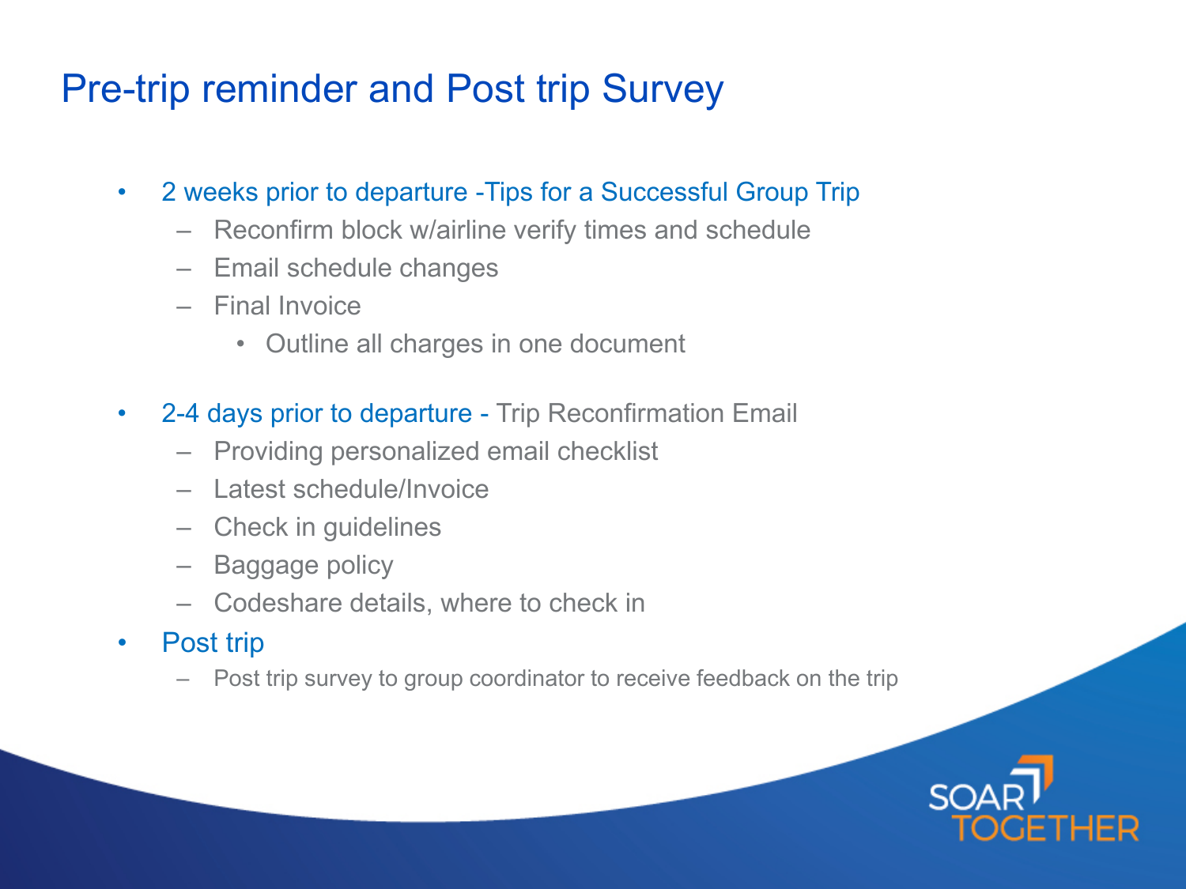# Pre-trip reminder and Post trip Survey

- 2 weeks prior to departure -Tips for a Successful Group Trip
  - Reconfirm block w/airline verify times and schedule
  - Email schedule changes
  - Final Invoice
    - Outline all charges in one document
- 2-4 days prior to departure - Trip Reconfirmation Email
  - Providing personalized email checklist
  - Latest schedule/Invoice
  - Check in guidelines
  - Baggage policy
  - Codeshare details, where to check in
- Post trip
  - Post trip survey to group coordinator to receive feedback on the trip

SOAR TOGETHER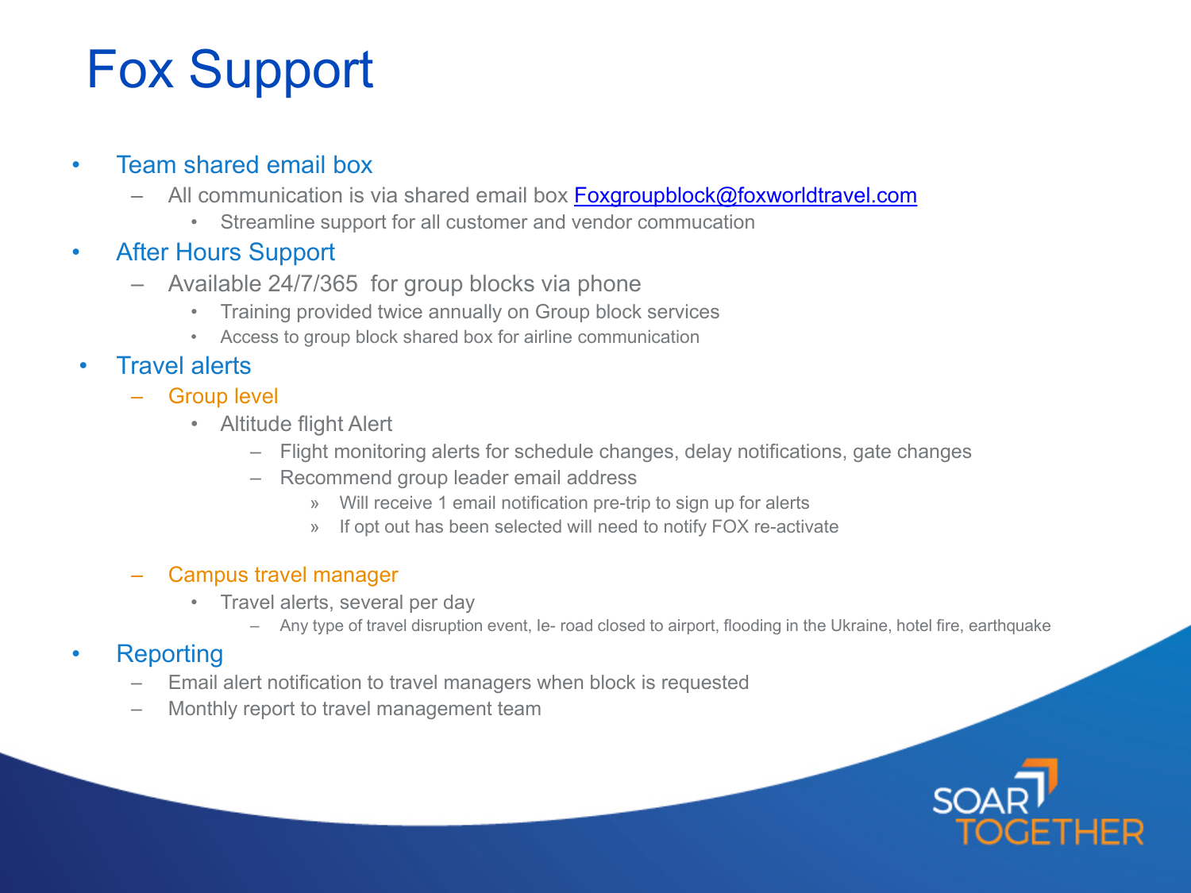# Fox Support

- Team shared email box
  - All communication is via shared email box Foxgroupblock@foxworldtravel.com
    - Streamline support for all customer and vendor commucation
- After Hours Support
  - Available 24/7/365 for group blocks via phone
    - Training provided twice annually on Group block services
    - Access to group block shared box for airline communication
- Travel alerts
  - Group level
    - Altitude flight Alert
      - Flight monitoring alerts for schedule changes, delay notifications, gate changes
      - Recommend group leader email address
        - Will receive 1 email notification pre-trip to sign up for alerts
        - If opt out has been selected will need to notify FOX re-activate
  - Campus travel manager
    - Travel alerts, several per day
      - Any type of travel disruption event, Ie- road closed to airport, flooding in the Ukraine, hotel fire, earthquake
- Reporting
  - Email alert notification to travel managers when block is requested
  - Monthly report to travel management team

SOAR TOGETHER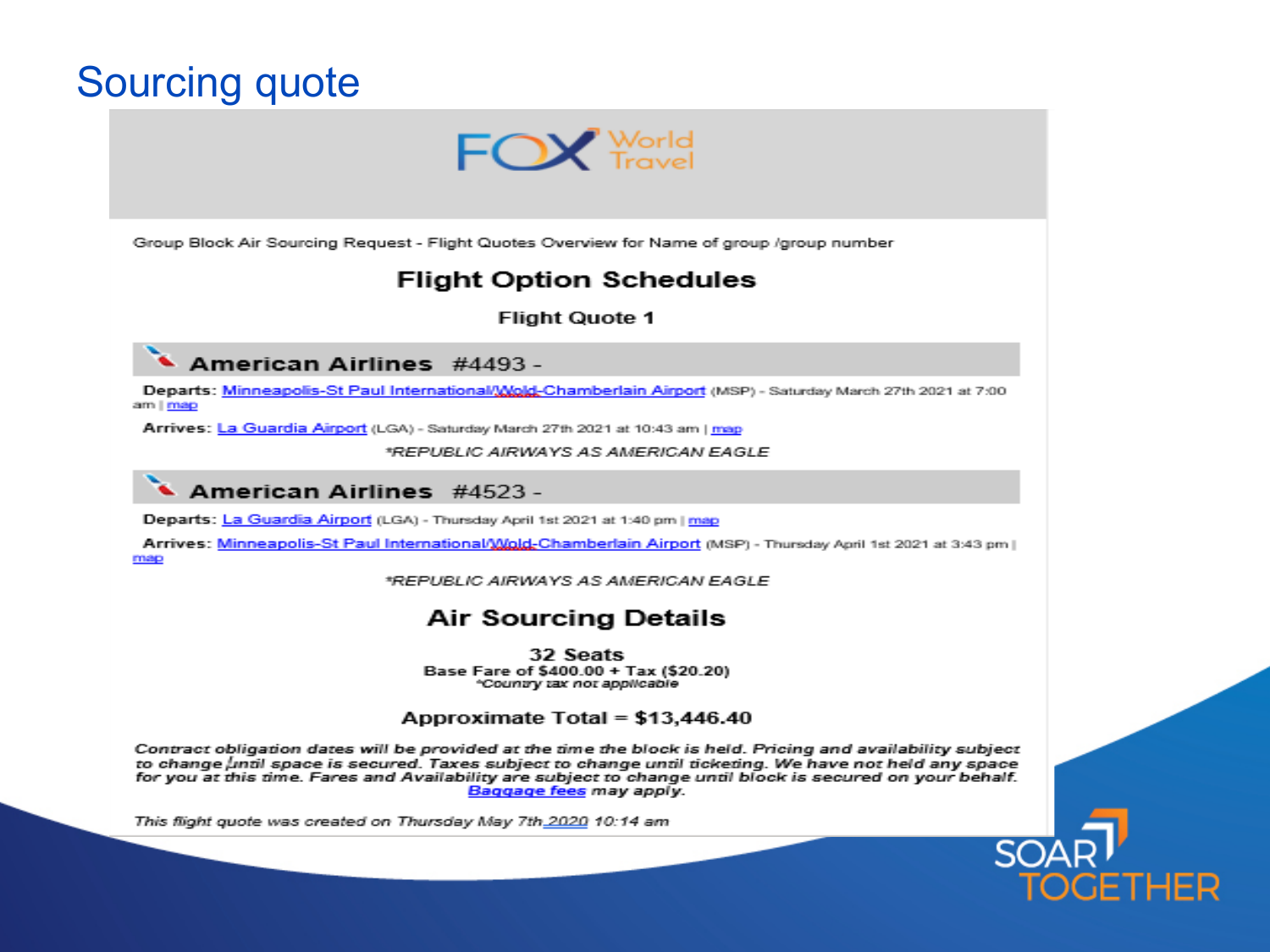# Sourcing quote

FOX World Travel

Group Block Air Sourcing Request - Flight Quotes Overview for Name of group /group number

## Flight Option Schedules

### Flight Quote 1

**American Airlines #4493 -**

**Departs:** Minneapolis-St Paul International/Wold-Chamberlain Airport (MSP) - Saturday March 27th 2021 at 7:00 am | map

**Arrives:** La Guardia Airport (LGA) - Saturday March 27th 2021 at 10:43 am | map

*REPUBLIC AIRWAYS AS AMERICAN EAGLE*

**American Airlines #4523 -**

**Departs:** La Guardia Airport (LGA) - Thursday April 1st 2021 at 1:40 pm | map

**Arrives:** Minneapolis-St Paul International/Wold-Chamberlain Airport (MSP) - Thursday April 1st 2021 at 3:43 pm | map

*REPUBLIC AIRWAYS AS AMERICAN EAGLE*

## Air Sourcing Details

**32 Seats**
**Base Fare of $400.00 + Tax ($20.20)**
*Country tax not applicable*

**Approximate Total = $13,446.40**

*Contract obligation dates will be provided at the time the block is held. Pricing and availability subject to change until space is secured. Taxes subject to change until ticketing. We have not held any space for you at this time. Fares and Availability are subject to change until block is secured on your behalf. Baggage fees may apply.*

*This flight quote was created on Thursday May 7th 2020 10:14 am*

SOAR TOGETHER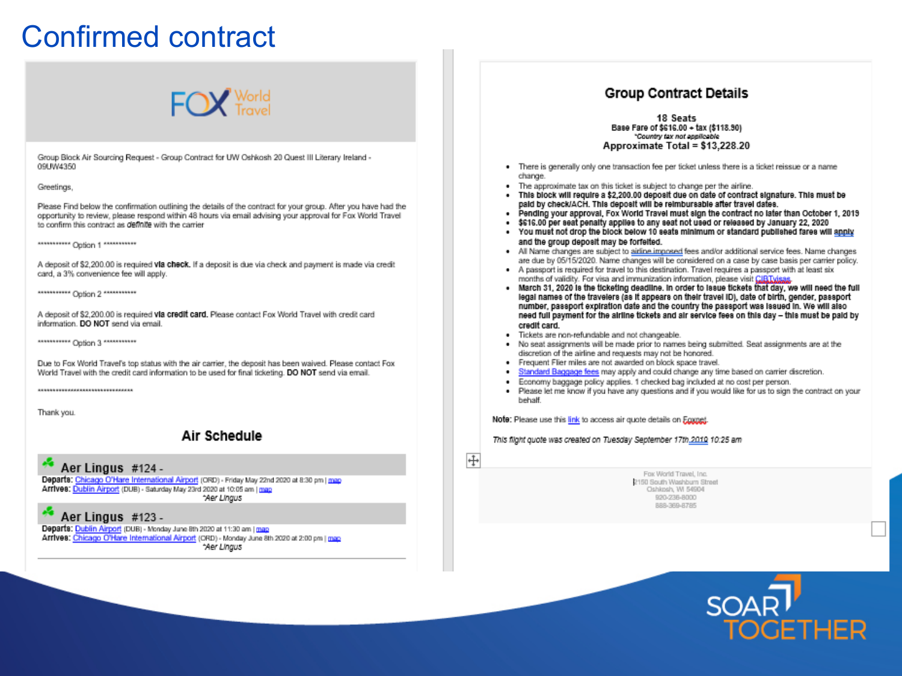# Confirmed contract

FOX World Travel

Group Block Air Sourcing Request - Group Contract for UW Oshkosh 20 Quest III Literary Ireland - 09UW4350

Greetings,

Please Find below the confirmation outlining the details of the contract for your group. After you have had the opportunity to review, please respond within 48 hours via email advising your approval for Fox World Travel to confirm this contract as *definite* with the carrier

*********** Option 1 ***********

A deposit of $2,200.00 is required **via check**. If a deposit is due via check and payment is made via credit card, a 3% convenience fee will apply.

*********** Option 2 ***********

A deposit of $2,200.00 is required **via credit card**. Please contact Fox World Travel with credit card information. **DO NOT** send via email.

*********** Option 3 ***********

Due to Fox World Travel's top status with the air carrier, the deposit has been waived. Please contact Fox World Travel with the credit card information to be used for final ticketing. **DO NOT** send via email.

*********************************

Thank you.

## Air Schedule

### Aer Lingus #124 -

**Departs:** Chicago O'Hare International Airport (ORD) - Friday May 22nd 2020 at 8:30 pm | map
**Arrives:** Dublin Airport (DUB) - Saturday May 23rd 2020 at 10:05 am | map
*Aer Lingus*

### Aer Lingus #123 -

**Departs:** Dublin Airport (DUB) - Monday June 8th 2020 at 11:30 am | map
**Arrives:** Chicago O'Hare International Airport (ORD) - Monday June 8th 2020 at 2:00 pm | map
*Aer Lingus*

## Group Contract Details

**18 Seats**
**Base Fare of $616.00 + tax ($118.90)**
***Country tax not applicable*
**Approximate Total = $13,228.20**

- There is generally only one transaction fee per ticket unless there is a ticket reissue or a name change.
- The approximate tax on this ticket is subject to change per the airline.
- **This block will require a $2,200.00 deposit due on date of contract signature. This must be paid by check/ACH. This deposit will be reimbursable after travel dates.**
- **Pending your approval, Fox World Travel must sign the contract no later than October 1, 2019**
- **$616.00 per seat penalty applies to any seat not used or released by January 22, 2020**
- **You must not drop the block below 10 seats minimum or standard published fares will apply and the group deposit may be forfeited.**
- All Name changes are subject to airline imposed fees and/or additional service fees. Name changes are due by 05/15/2020. Name changes will be considered on a case by case basis per carrier policy.
- A passport is required for travel to this destination. Travel requires a passport with at least six months of validity. For visa and immunization information, please visit CIBTvisas.
- **March 31, 2020 is the ticketing deadline. In order to issue tickets that day, we will need the full legal names of the travelers (as it appears on their travel ID), date of birth, gender, passport number, passport expiration date and the country the passport was issued in. We will also need full payment for the airline tickets and air service fees on this day – this must be paid by credit card.**
- Tickets are non-refundable and not changeable.
- No seat assignments will be made prior to names being submitted. Seat assignments are at the discretion of the airline and requests may not be honored.
- Frequent Flier miles are not awarded on block space travel.
- Standard Baggage fees may apply and could change any time based on carrier discretion.
- Economy baggage policy applies. 1 checked bag included at no cost per person.
- Please let me know if you have any questions and if you would like for us to sign the contract on your behalf.

**Note:** Please use this link to access air quote details on Foxnet.

*This flight quote was created on Tuesday September 17th 2019 10:25 am*

Fox World Travel, Inc.
2150 South Washburn Street
Oshkosh, WI 54904
920-236-8000
888-369-8785

SOAR TOGETHER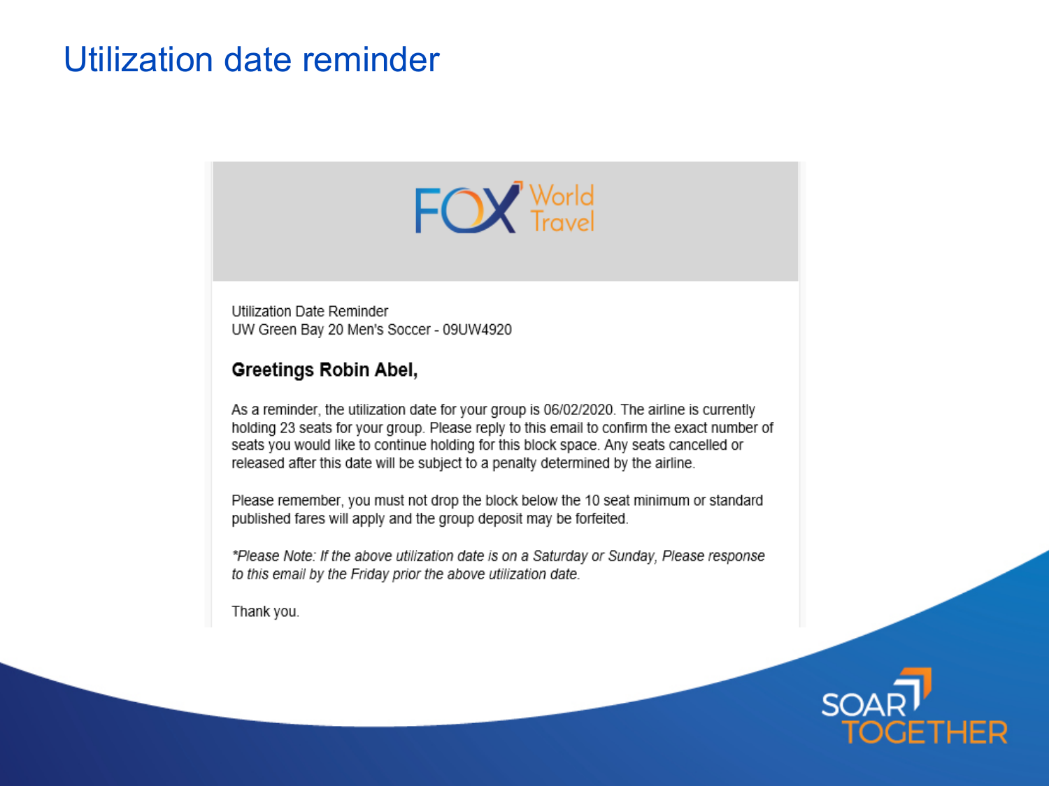# Utilization date reminder

FOX World Travel

Utilization Date Reminder
UW Green Bay 20 Men's Soccer - 09UW4920

**Greetings Robin Abel,**

As a reminder, the utilization date for your group is 06/02/2020. The airline is currently holding 23 seats for your group. Please reply to this email to confirm the exact number of seats you would like to continue holding for this block space. Any seats cancelled or released after this date will be subject to a penalty determined by the airline.

Please remember, you must not drop the block below the 10 seat minimum or standard published fares will apply and the group deposit may be forfeited.

*\*Please Note: If the above utilization date is on a Saturday or Sunday, Please response to this email by the Friday prior the above utilization date.*

Thank you.

SOAR TOGETHER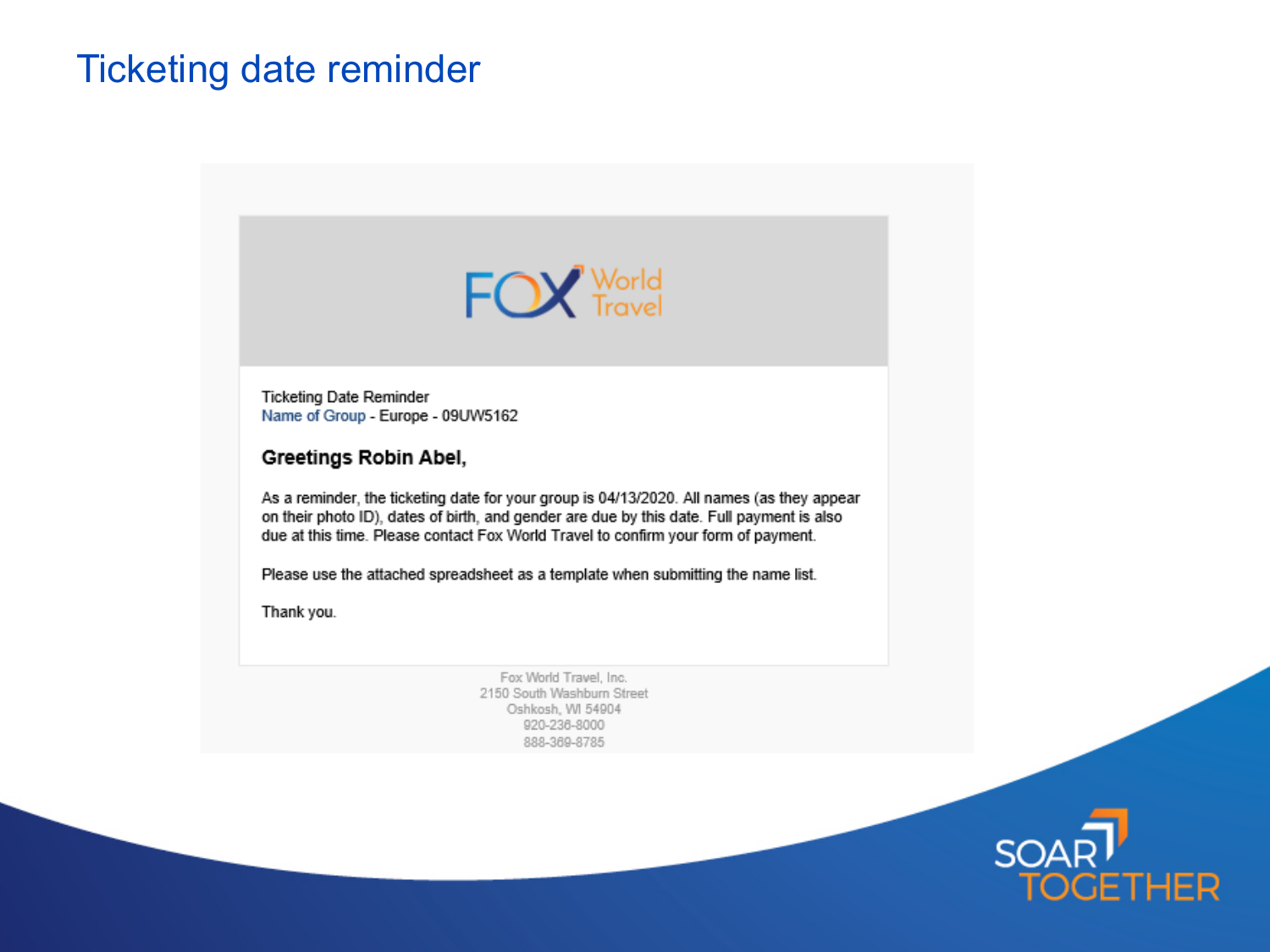# Ticketing date reminder

FOX World Travel

Ticketing Date Reminder
Name of Group - Europe - 09UW5162

**Greetings Robin Abel,**

As a reminder, the ticketing date for your group is 04/13/2020. All names (as they appear on their photo ID), dates of birth, and gender are due by this date. Full payment is also due at this time. Please contact Fox World Travel to confirm your form of payment.

Please use the attached spreadsheet as a template when submitting the name list.

Thank you.

Fox World Travel, Inc.
2150 South Washburn Street
Oshkosh, WI 54904
920-236-8000
888-369-8785

SOAR TOGETHER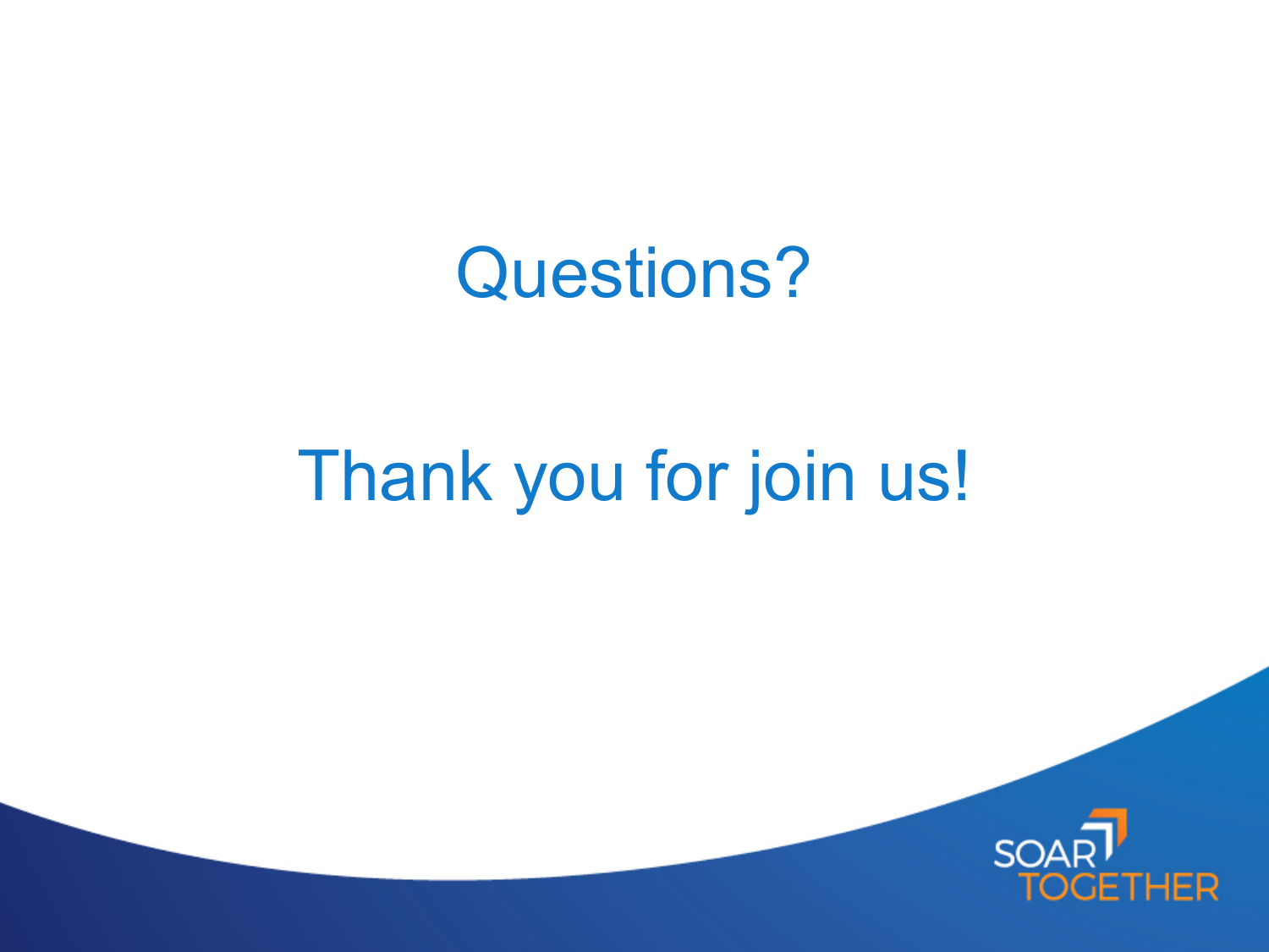# Questions?

# Thank you for join us!

SOAR TOGETHER